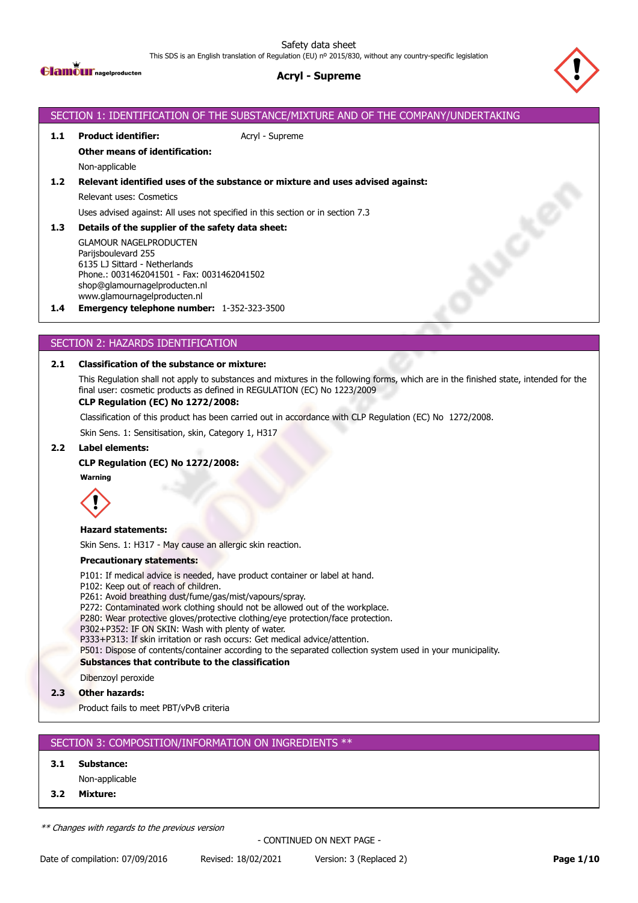Safety data sheet

This SDS is an English translation of Regulation (EU) nº 2015/830, without any country-specific legislation

# Acryl - Supreme

## SECTION 1: IDENTIFICATION OF THE SUBSTANCE/MIXTURE AND OF THE COMPANY/UNDERTAKING

**1.1 Product identifier:** Acryl - Supreme

**Other means of identification:**

Non-applicable

**1.2 Relevant identified uses of the substance or mixture and uses advised against:**

Relevant uses: Cosmetics

Uses advised against: All uses not specified in this section or in section 7.3

**1.3 Details of the supplier of the safety data sheet:**

GLAMOUR NAGELPRODUCTEN
Parijsboulevard 255
6135 LJ Sittard - Netherlands
Phone.: 0031462041501 - Fax: 0031462041502
shop@glamournagelproducten.nl
www.glamournagelproducten.nl

**1.4 Emergency telephone number:** 1-352-323-3500

## SECTION 2: HAZARDS IDENTIFICATION

**2.1 Classification of the substance or mixture:**

This Regulation shall not apply to substances and mixtures in the following forms, which are in the finished state, intended for the final user: cosmetic products as defined in REGULATION (EC) No 1223/2009

**CLP Regulation (EC) No 1272/2008:**

Classification of this product has been carried out in accordance with CLP Regulation (EC) No 1272/2008.

Skin Sens. 1: Sensitisation, skin, Category 1, H317

**2.2 Label elements:**

**CLP Regulation (EC) No 1272/2008:**

**Warning**

**Hazard statements:**

Skin Sens. 1: H317 - May cause an allergic skin reaction.

**Precautionary statements:**

P101: If medical advice is needed, have product container or label at hand.
P102: Keep out of reach of children.
P261: Avoid breathing dust/fume/gas/mist/vapours/spray.
P272: Contaminated work clothing should not be allowed out of the workplace.
P280: Wear protective gloves/protective clothing/eye protection/face protection.
P302+P352: IF ON SKIN: Wash with plenty of water.
P333+P313: If skin irritation or rash occurs: Get medical advice/attention.
P501: Dispose of contents/container according to the separated collection system used in your municipality.

**Substances that contribute to the classification**

Dibenzoyl peroxide

**2.3 Other hazards:**

Product fails to meet PBT/vPvB criteria

## SECTION 3: COMPOSITION/INFORMATION ON INGREDIENTS **

**3.1 Substance:**

Non-applicable

**3.2 Mixture:**

*** Changes with regards to the previous version*

- CONTINUED ON NEXT PAGE -

Date of compilation: 07/09/2016 Revised: 18/02/2021 Version: 3 (Replaced 2)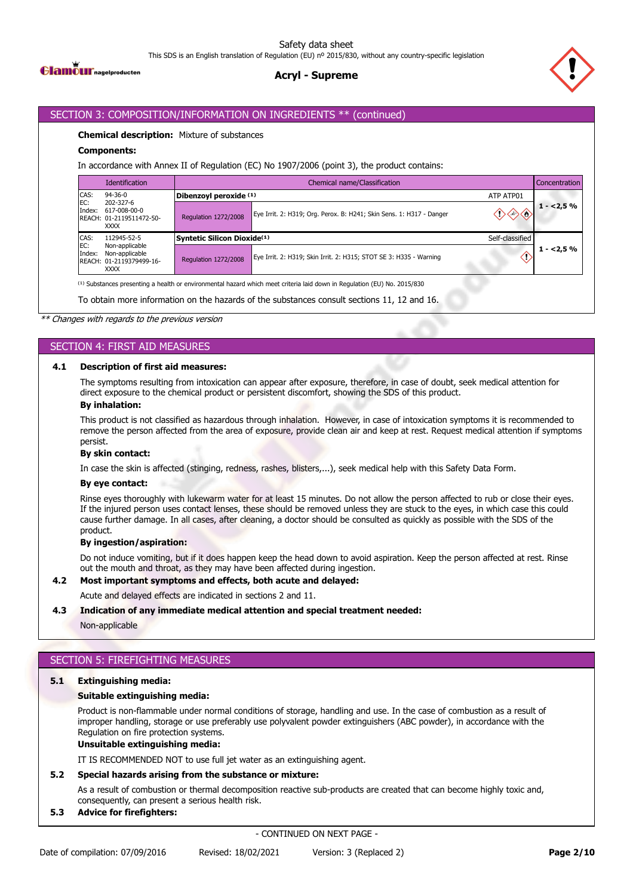## SECTION 3: COMPOSITION/INFORMATION ON INGREDIENTS ** (continued)

**Chemical description:** Mixture of substances

**Components:**

In accordance with Annex II of Regulation (EC) No 1907/2006 (point 3), the product contains:

| Identification | Chemical name/Classification | | Concentration |
|---|---|---|---|
| CAS: 94-36-0<br>EC: 202-327-6<br>Index: 617-008-00-0<br>REACH: 01-2119511472-50-XXXX | **Dibenzoyl peroxide** [(1)] | ATP ATP01 | 1 - <2,5 % |
| | Regulation 1272/2008 | Eye Irrit. 2: H319; Org. Perox. B: H241; Skin Sens. 1: H317 - Danger | |
| CAS: 112945-52-5<br>EC: Non-applicable<br>Index: Non-applicable<br>REACH: 01-2119379499-16-XXXX | **Syntetic Silicon Dioxide**[(1)] | Self-classified | 1 - <2,5 % |
| | Regulation 1272/2008 | Eye Irrit. 2: H319; Skin Irrit. 2: H315; STOT SE 3: H335 - Warning | |

[(1)] Substances presenting a health or environmental hazard which meet criteria laid down in Regulation (EU) No. 2015/830

To obtain more information on the hazards of the substances consult sections 11, 12 and 16.

*** Changes with regards to the previous version*

## SECTION 4: FIRST AID MEASURES

### 4.1 Description of first aid measures:

The symptoms resulting from intoxication can appear after exposure, therefore, in case of doubt, seek medical attention for direct exposure to the chemical product or persistent discomfort, showing the SDS of this product.

**By inhalation:**

This product is not classified as hazardous through inhalation. However, in case of intoxication symptoms it is recommended to remove the person affected from the area of exposure, provide clean air and keep at rest. Request medical attention if symptoms persist.

**By skin contact:**

In case the skin is affected (stinging, redness, rashes, blisters,...), seek medical help with this Safety Data Form.

**By eye contact:**

Rinse eyes thoroughly with lukewarm water for at least 15 minutes. Do not allow the person affected to rub or close their eyes. If the injured person uses contact lenses, these should be removed unless they are stuck to the eyes, in which case this could cause further damage. In all cases, after cleaning, a doctor should be consulted as quickly as possible with the SDS of the product.

**By ingestion/aspiration:**

Do not induce vomiting, but if it does happen keep the head down to avoid aspiration. Keep the person affected at rest. Rinse out the mouth and throat, as they may have been affected during ingestion.

### 4.2 Most important symptoms and effects, both acute and delayed:

Acute and delayed effects are indicated in sections 2 and 11.

### 4.3 Indication of any immediate medical attention and special treatment needed:

Non-applicable

## SECTION 5: FIREFIGHTING MEASURES

### 5.1 Extinguishing media:

**Suitable extinguishing media:**

Product is non-flammable under normal conditions of storage, handling and use. In the case of combustion as a result of improper handling, storage or use preferably use polyvalent powder extinguishers (ABC powder), in accordance with the Regulation on fire protection systems.

**Unsuitable extinguishing media:**

IT IS RECOMMENDED NOT to use full jet water as an extinguishing agent.

### 5.2 Special hazards arising from the substance or mixture:

As a result of combustion or thermal decomposition reactive sub-products are created that can become highly toxic and, consequently, can present a serious health risk.

### 5.3 Advice for firefighters:

- CONTINUED ON NEXT PAGE -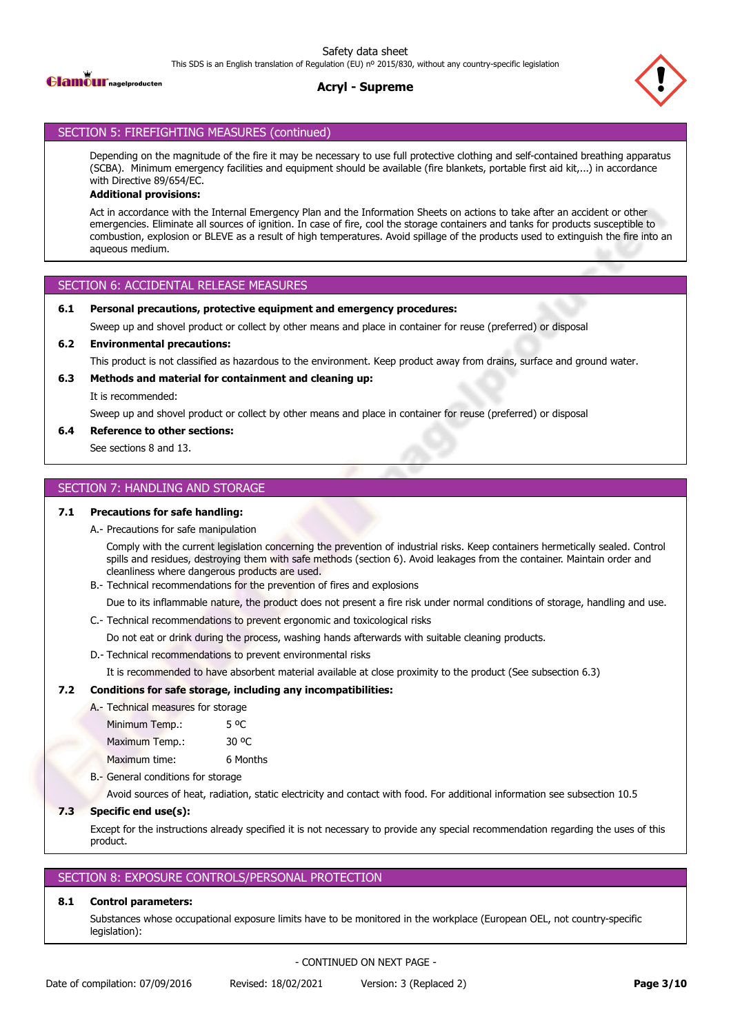## SECTION 5: FIREFIGHTING MEASURES (continued)

Depending on the magnitude of the fire it may be necessary to use full protective clothing and self-contained breathing apparatus (SCBA). Minimum emergency facilities and equipment should be available (fire blankets, portable first aid kit,...) in accordance with Directive 89/654/EC.

**Additional provisions:**

Act in accordance with the Internal Emergency Plan and the Information Sheets on actions to take after an accident or other emergencies. Eliminate all sources of ignition. In case of fire, cool the storage containers and tanks for products susceptible to combustion, explosion or BLEVE as a result of high temperatures. Avoid spillage of the products used to extinguish the fire into an aqueous medium.

## SECTION 6: ACCIDENTAL RELEASE MEASURES

**6.1 Personal precautions, protective equipment and emergency procedures:**

Sweep up and shovel product or collect by other means and place in container for reuse (preferred) or disposal

**6.2 Environmental precautions:**

This product is not classified as hazardous to the environment. Keep product away from drains, surface and ground water.

**6.3 Methods and material for containment and cleaning up:**

It is recommended:

Sweep up and shovel product or collect by other means and place in container for reuse (preferred) or disposal

**6.4 Reference to other sections:**

See sections 8 and 13.

## SECTION 7: HANDLING AND STORAGE

**7.1 Precautions for safe handling:**

A.- Precautions for safe manipulation

Comply with the current legislation concerning the prevention of industrial risks. Keep containers hermetically sealed. Control spills and residues, destroying them with safe methods (section 6). Avoid leakages from the container. Maintain order and cleanliness where dangerous products are used.

B.- Technical recommendations for the prevention of fires and explosions

Due to its inflammable nature, the product does not present a fire risk under normal conditions of storage, handling and use.

C.- Technical recommendations to prevent ergonomic and toxicological risks

Do not eat or drink during the process, washing hands afterwards with suitable cleaning products.

D.- Technical recommendations to prevent environmental risks

It is recommended to have absorbent material available at close proximity to the product (See subsection 6.3)

**7.2 Conditions for safe storage, including any incompatibilities:**

A.- Technical measures for storage

| | |
|---|---|
| Minimum Temp.: | 5 ºC |
| Maximum Temp.: | 30 ºC |
| Maximum time: | 6 Months |

B.- General conditions for storage

Avoid sources of heat, radiation, static electricity and contact with food. For additional information see subsection 10.5

**7.3 Specific end use(s):**

Except for the instructions already specified it is not necessary to provide any special recommendation regarding the uses of this product.

## SECTION 8: EXPOSURE CONTROLS/PERSONAL PROTECTION

**8.1 Control parameters:**

Substances whose occupational exposure limits have to be monitored in the workplace (European OEL, not country-specific legislation):

- CONTINUED ON NEXT PAGE -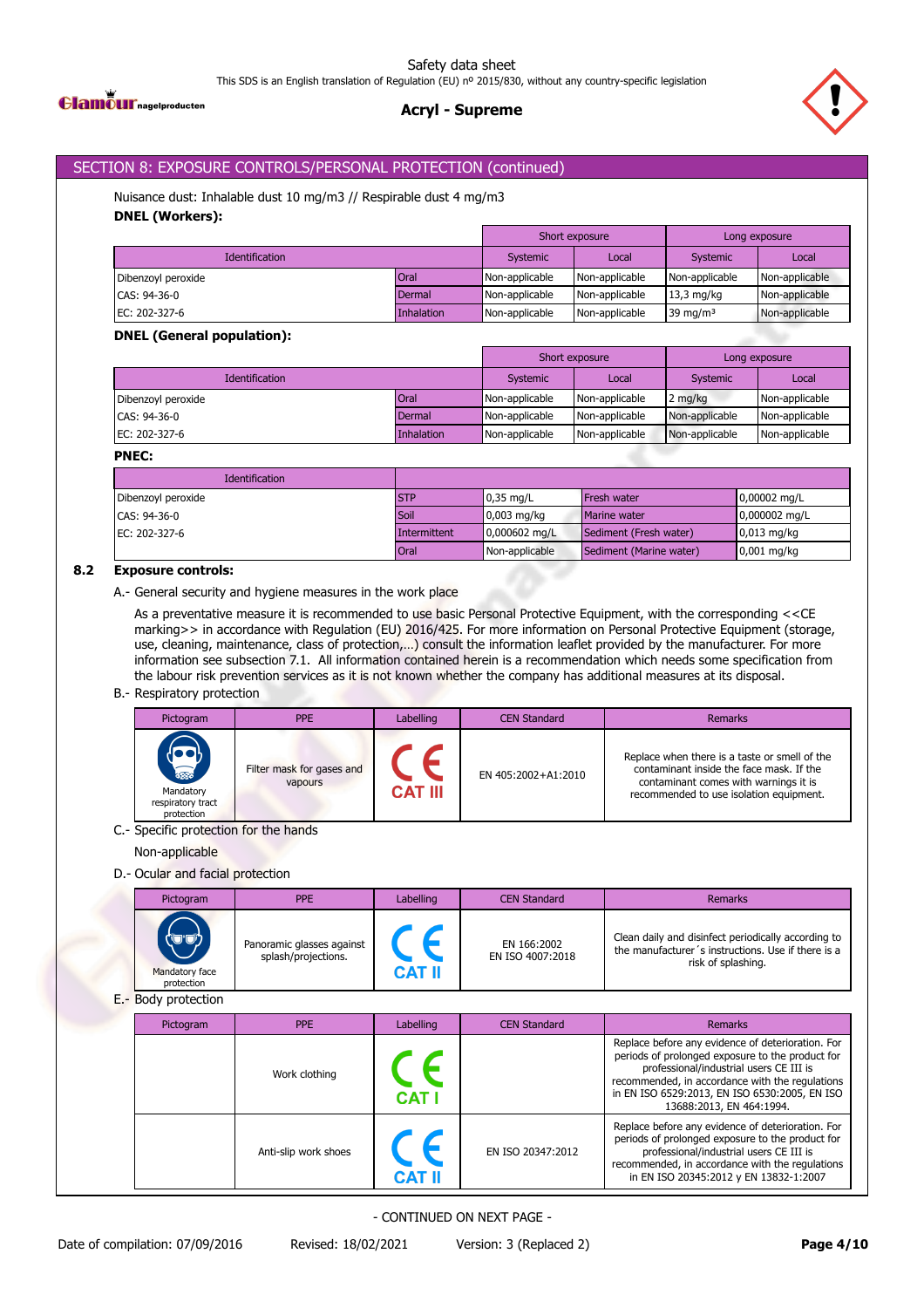## SECTION 8: EXPOSURE CONTROLS/PERSONAL PROTECTION (continued)

Nuisance dust: Inhalable dust 10 mg/m3 // Respirable dust 4 mg/m3

**DNEL (Workers):**

| Identification | | Short exposure | | Long exposure | |
|---|---|---|---|---|---|
| | | Systemic | Local | Systemic | Local |
| Dibenzoyl peroxide | Oral | Non-applicable | Non-applicable | Non-applicable | Non-applicable |
| CAS: 94-36-0 | Dermal | Non-applicable | Non-applicable | 13,3 mg/kg | Non-applicable |
| EC: 202-327-6 | Inhalation | Non-applicable | Non-applicable | 39 mg/m³ | Non-applicable |

**DNEL (General population):**

| Identification | | Short exposure | | Long exposure | |
|---|---|---|---|---|---|
| | | Systemic | Local | Systemic | Local |
| Dibenzoyl peroxide | Oral | Non-applicable | Non-applicable | 2 mg/kg | Non-applicable |
| CAS: 94-36-0 | Dermal | Non-applicable | Non-applicable | Non-applicable | Non-applicable |
| EC: 202-327-6 | Inhalation | Non-applicable | Non-applicable | Non-applicable | Non-applicable |

**PNEC:**

| Identification | | | | |
|---|---|---|---|---|
| Dibenzoyl peroxide | STP | 0,35 mg/L | Fresh water | 0,00002 mg/L |
| CAS: 94-36-0 | Soil | 0,003 mg/kg | Marine water | 0,000002 mg/L |
| EC: 202-327-6 | Intermittent | 0,000602 mg/L | Sediment (Fresh water) | 0,013 mg/kg |
| | Oral | Non-applicable | Sediment (Marine water) | 0,001 mg/kg |

### 8.2 Exposure controls:

A.- General security and hygiene measures in the work place

As a preventative measure it is recommended to use basic Personal Protective Equipment, with the corresponding <<CE marking>> in accordance with Regulation (EU) 2016/425. For more information on Personal Protective Equipment (storage, use, cleaning, maintenance, class of protection,…) consult the information leaflet provided by the manufacturer. For more information see subsection 7.1. All information contained herein is a recommendation which needs some specification from the labour risk prevention services as it is not known whether the company has additional measures at its disposal.

B.- Respiratory protection

| Pictogram | PPE | Labelling | CEN Standard | Remarks |
|---|---|---|---|---|
| Mandatory respiratory tract protection | Filter mask for gases and vapours | CE CAT III | EN 405:2002+A1:2010 | Replace when there is a taste or smell of the contaminant inside the face mask. If the contaminant comes with warnings it is recommended to use isolation equipment. |

C.- Specific protection for the hands

Non-applicable

D.- Ocular and facial protection

| Pictogram | PPE | Labelling | CEN Standard | Remarks |
|---|---|---|---|---|
| Mandatory face protection | Panoramic glasses against splash/projections. | CE CAT II | EN 166:2002<br>EN ISO 4007:2018 | Clean daily and disinfect periodically according to the manufacturer´s instructions. Use if there is a risk of splashing. |

E.- Body protection

| Pictogram | PPE | Labelling | CEN Standard | Remarks |
|---|---|---|---|---|
| | Work clothing | CE CAT I | | Replace before any evidence of deterioration. For periods of prolonged exposure to the product for professional/industrial users CE III is recommended, in accordance with the regulations in EN ISO 6529:2013, EN ISO 6530:2005, EN ISO 13688:2013, EN 464:1994. |
| | Anti-slip work shoes | CE CAT II | EN ISO 20347:2012 | Replace before any evidence of deterioration. For periods of prolonged exposure to the product for professional/industrial users CE III is recommended, in accordance with the regulations in EN ISO 20345:2012 y EN 13832-1:2007 |

- CONTINUED ON NEXT PAGE -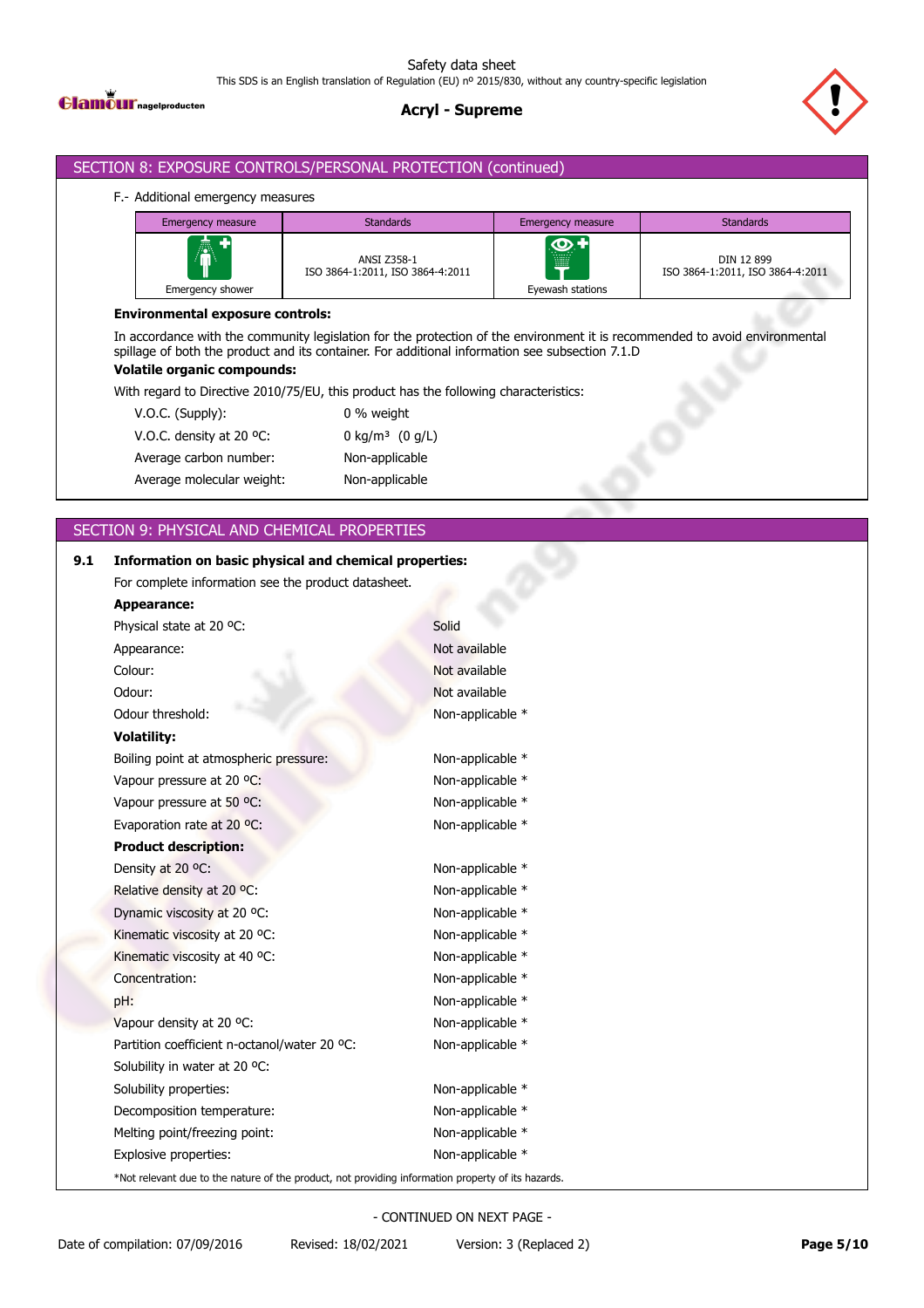## SECTION 8: EXPOSURE CONTROLS/PERSONAL PROTECTION (continued)

F.- Additional emergency measures

| Emergency measure | Standards | Emergency measure | Standards |
|---|---|---|---|
| Emergency shower | ANSI Z358-1<br>ISO 3864-1:2011, ISO 3864-4:2011 | Eyewash stations | DIN 12 899<br>ISO 3864-1:2011, ISO 3864-4:2011 |

**Environmental exposure controls:**

In accordance with the community legislation for the protection of the environment it is recommended to avoid environmental spillage of both the product and its container. For additional information see subsection 7.1.D

**Volatile organic compounds:**

With regard to Directive 2010/75/EU, this product has the following characteristics:

| | |
|---|---|
| V.O.C. (Supply): | 0 % weight |
| V.O.C. density at 20 ºC: | 0 kg/m³ (0 g/L) |
| Average carbon number: | Non-applicable |
| Average molecular weight: | Non-applicable |

## SECTION 9: PHYSICAL AND CHEMICAL PROPERTIES

**9.1 Information on basic physical and chemical properties:**

For complete information see the product datasheet.

**Appearance:**

| | |
|---|---|
| Physical state at 20 ºC: | Solid |
| Appearance: | Not available |
| Colour: | Not available |
| Odour: | Not available |
| Odour threshold: | Non-applicable * |

**Volatility:**

| | |
|---|---|
| Boiling point at atmospheric pressure: | Non-applicable * |
| Vapour pressure at 20 ºC: | Non-applicable * |
| Vapour pressure at 50 ºC: | Non-applicable * |
| Evaporation rate at 20 ºC: | Non-applicable * |

**Product description:**

| | |
|---|---|
| Density at 20 ºC: | Non-applicable * |
| Relative density at 20 ºC: | Non-applicable * |
| Dynamic viscosity at 20 ºC: | Non-applicable * |
| Kinematic viscosity at 20 ºC: | Non-applicable * |
| Kinematic viscosity at 40 ºC: | Non-applicable * |
| Concentration: | Non-applicable * |
| pH: | Non-applicable * |
| Vapour density at 20 ºC: | Non-applicable * |
| Partition coefficient n-octanol/water 20 ºC: | Non-applicable * |
| Solubility in water at 20 ºC: | |
| Solubility properties: | Non-applicable * |
| Decomposition temperature: | Non-applicable * |
| Melting point/freezing point: | Non-applicable * |
| Explosive properties: | Non-applicable * |

*Not relevant due to the nature of the product, not providing information property of its hazards.

- CONTINUED ON NEXT PAGE -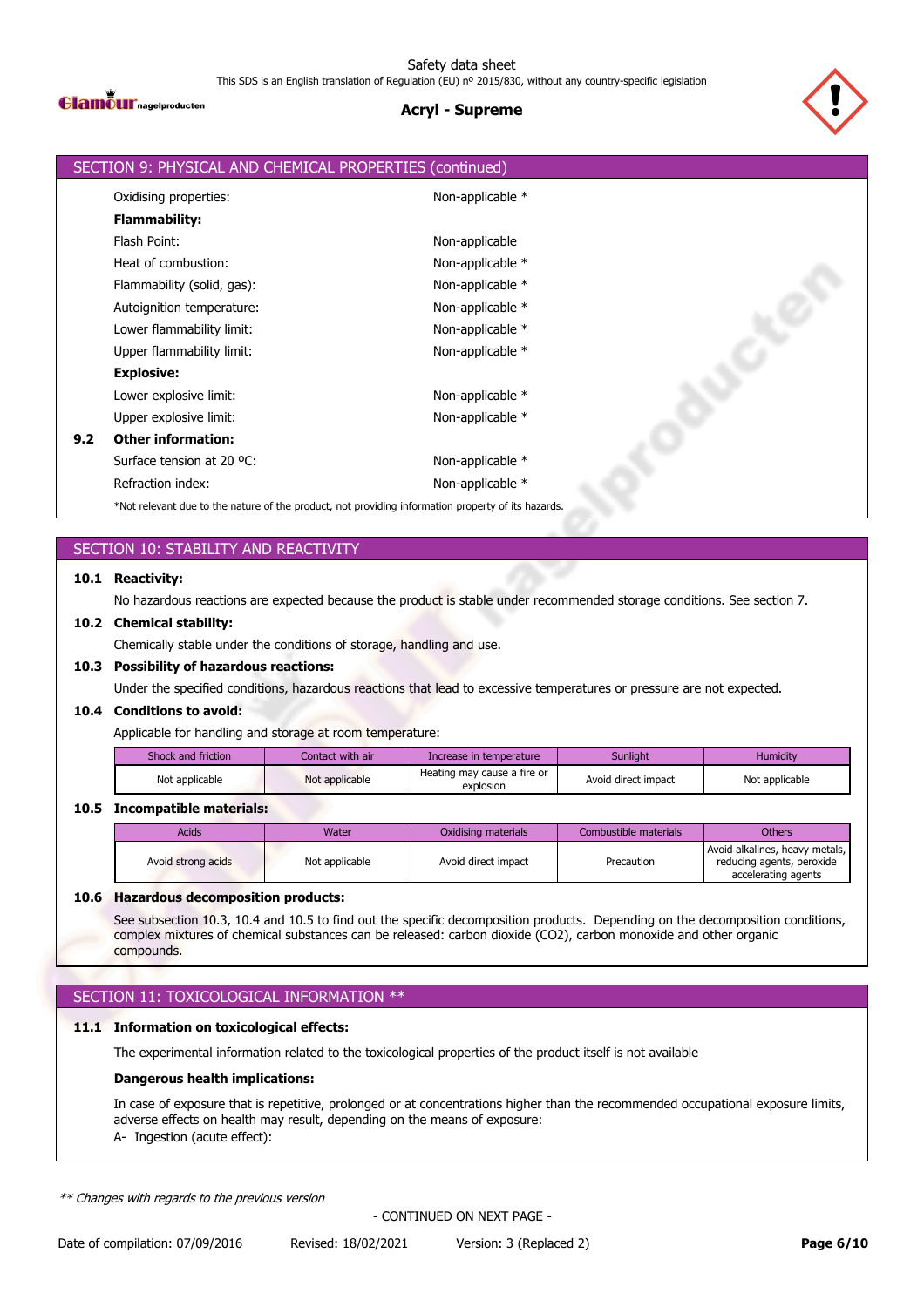## SECTION 9: PHYSICAL AND CHEMICAL PROPERTIES (continued)

| | |
|---|---|
| Oxidising properties: | Non-applicable * |
| **Flammability:** | |
| Flash Point: | Non-applicable |
| Heat of combustion: | Non-applicable * |
| Flammability (solid, gas): | Non-applicable * |
| Autoignition temperature: | Non-applicable * |
| Lower flammability limit: | Non-applicable * |
| Upper flammability limit: | Non-applicable * |
| **Explosive:** | |
| Lower explosive limit: | Non-applicable * |
| Upper explosive limit: | Non-applicable * |

**9.2 Other information:**

| | |
|---|---|
| Surface tension at 20 ºC: | Non-applicable * |
| Refraction index: | Non-applicable * |

*Not relevant due to the nature of the product, not providing information property of its hazards.

## SECTION 10: STABILITY AND REACTIVITY

**10.1 Reactivity:**

No hazardous reactions are expected because the product is stable under recommended storage conditions. See section 7.

**10.2 Chemical stability:**

Chemically stable under the conditions of storage, handling and use.

**10.3 Possibility of hazardous reactions:**

Under the specified conditions, hazardous reactions that lead to excessive temperatures or pressure are not expected.

**10.4 Conditions to avoid:**

Applicable for handling and storage at room temperature:

| Shock and friction | Contact with air | Increase in temperature | Sunlight | Humidity |
|---|---|---|---|---|
| Not applicable | Not applicable | Heating may cause a fire or explosion | Avoid direct impact | Not applicable |

**10.5 Incompatible materials:**

| Acids | Water | Oxidising materials | Combustible materials | Others |
|---|---|---|---|---|
| Avoid strong acids | Not applicable | Avoid direct impact | Precaution | Avoid alkalines, heavy metals, reducing agents, peroxide accelerating agents |

**10.6 Hazardous decomposition products:**

See subsection 10.3, 10.4 and 10.5 to find out the specific decomposition products. Depending on the decomposition conditions, complex mixtures of chemical substances can be released: carbon dioxide ($CO_2$), carbon monoxide and other organic compounds.

## SECTION 11: TOXICOLOGICAL INFORMATION **

**11.1 Information on toxicological effects:**

The experimental information related to the toxicological properties of the product itself is not available

**Dangerous health implications:**

In case of exposure that is repetitive, prolonged or at concentrations higher than the recommended occupational exposure limits, adverse effects on health may result, depending on the means of exposure:

A- Ingestion (acute effect):

*** Changes with regards to the previous version*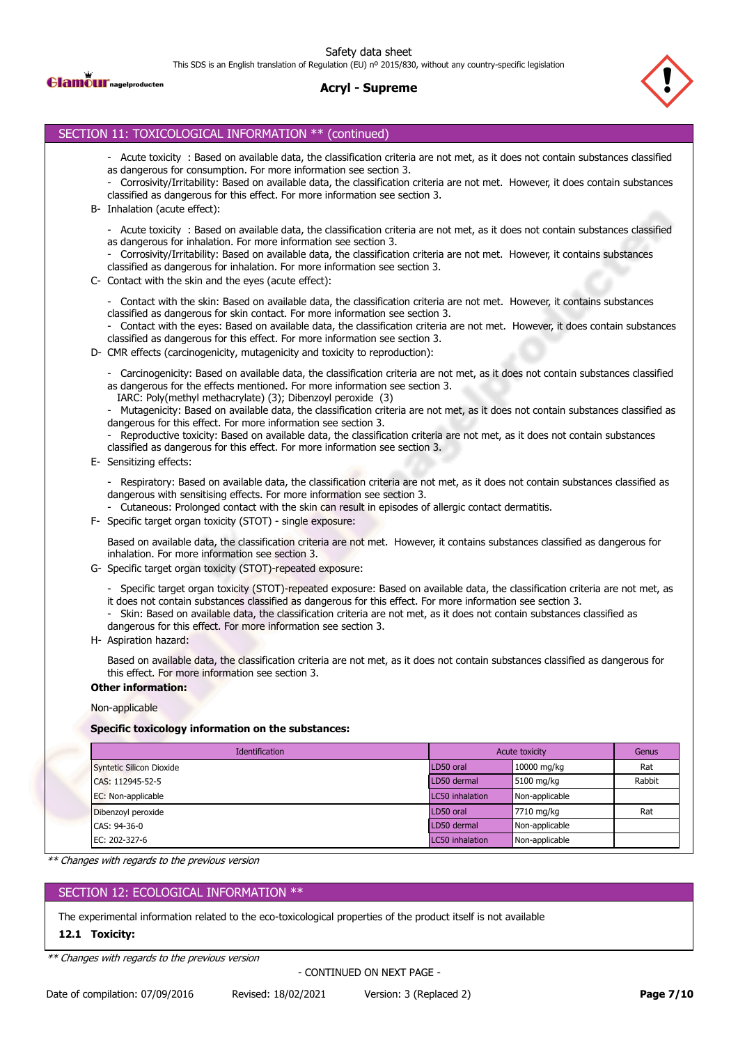## SECTION 11: TOXICOLOGICAL INFORMATION ** (continued)

- Acute toxicity : Based on available data, the classification criteria are not met, as it does not contain substances classified as dangerous for consumption. For more information see section 3.
- Corrosivity/Irritability: Based on available data, the classification criteria are not met. However, it does contain substances classified as dangerous for this effect. For more information see section 3.

B- Inhalation (acute effect):

- Acute toxicity : Based on available data, the classification criteria are not met, as it does not contain substances classified as dangerous for inhalation. For more information see section 3.
- Corrosivity/Irritability: Based on available data, the classification criteria are not met. However, it contains substances classified as dangerous for inhalation. For more information see section 3.

C- Contact with the skin and the eyes (acute effect):

- Contact with the skin: Based on available data, the classification criteria are not met. However, it contains substances classified as dangerous for skin contact. For more information see section 3.
- Contact with the eyes: Based on available data, the classification criteria are not met. However, it does contain substances classified as dangerous for this effect. For more information see section 3.

D- CMR effects (carcinogenicity, mutagenicity and toxicity to reproduction):

- Carcinogenicity: Based on available data, the classification criteria are not met, as it does not contain substances classified as dangerous for the effects mentioned. For more information see section 3.
  IARC: Poly(methyl methacrylate) (3); Dibenzoyl peroxide (3)
- Mutagenicity: Based on available data, the classification criteria are not met, as it does not contain substances classified as dangerous for this effect. For more information see section 3.
- Reproductive toxicity: Based on available data, the classification criteria are not met, as it does not contain substances classified as dangerous for this effect. For more information see section 3.

E- Sensitizing effects:

- Respiratory: Based on available data, the classification criteria are not met, as it does not contain substances classified as dangerous with sensitising effects. For more information see section 3.
- Cutaneous: Prolonged contact with the skin can result in episodes of allergic contact dermatitis.

F- Specific target organ toxicity (STOT) - single exposure:

Based on available data, the classification criteria are not met. However, it contains substances classified as dangerous for inhalation. For more information see section 3.

G- Specific target organ toxicity (STOT)-repeated exposure:

- Specific target organ toxicity (STOT)-repeated exposure: Based on available data, the classification criteria are not met, as it does not contain substances classified as dangerous for this effect. For more information see section 3.
- Skin: Based on available data, the classification criteria are not met, as it does not contain substances classified as dangerous for this effect. For more information see section 3.

H- Aspiration hazard:

Based on available data, the classification criteria are not met, as it does not contain substances classified as dangerous for this effect. For more information see section 3.

**Other information:**

Non-applicable

**Specific toxicology information on the substances:**

| Identification | Acute toxicity | | Genus |
|---|---|---|---|
| Syntetic Silicon Dioxide | LD50 oral | 10000 mg/kg | Rat |
| CAS: 112945-52-5 | LD50 dermal | 5100 mg/kg | Rabbit |
| EC: Non-applicable | LC50 inhalation | Non-applicable | |
| Dibenzoyl peroxide | LD50 oral | 7710 mg/kg | Rat |
| CAS: 94-36-0 | LD50 dermal | Non-applicable | |
| EC: 202-327-6 | LC50 inhalation | Non-applicable | |

*** Changes with regards to the previous version*

## SECTION 12: ECOLOGICAL INFORMATION **

The experimental information related to the eco-toxicological properties of the product itself is not available

**12.1 Toxicity:**

*** Changes with regards to the previous version*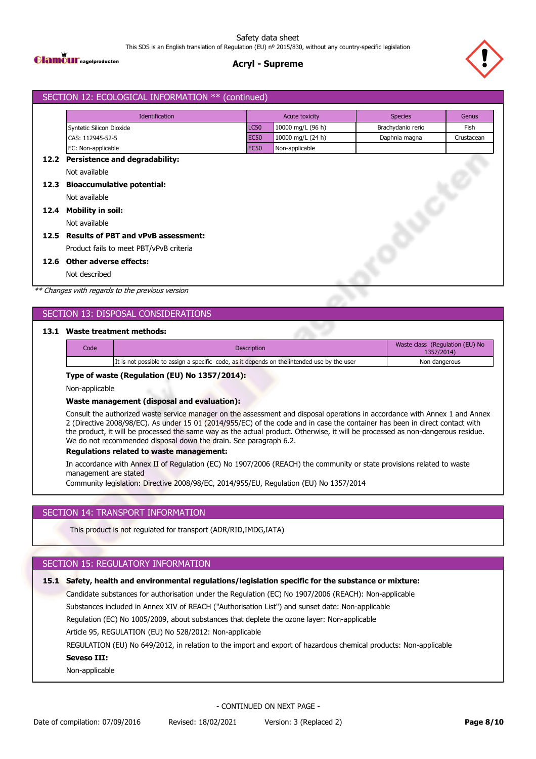## SECTION 12: ECOLOGICAL INFORMATION ** (continued)

| Identification | Acute toxicity | | Species | Genus |
|---|---|---|---|---|
| Syntetic Silicon Dioxide | LC50 | 10000 mg/L (96 h) | Brachydanio rerio | Fish |
| CAS: 112945-52-5 | EC50 | 10000 mg/L (24 h) | Daphnia magna | Crustacean |
| EC: Non-applicable | EC50 | Non-applicable | | |

**12.2 Persistence and degradability:**

Not available

**12.3 Bioaccumulative potential:**

Not available

**12.4 Mobility in soil:**

Not available

**12.5 Results of PBT and vPvB assessment:**

Product fails to meet PBT/vPvB criteria

**12.6 Other adverse effects:**

Not described

*** Changes with regards to the previous version*

## SECTION 13: DISPOSAL CONSIDERATIONS

**13.1 Waste treatment methods:**

| Code | Description | Waste class (Regulation (EU) No 1357/2014) |
|---|---|---|
| | It is not possible to assign a specific code, as it depends on the intended use by the user | Non dangerous |

**Type of waste (Regulation (EU) No 1357/2014):**

Non-applicable

**Waste management (disposal and evaluation):**

Consult the authorized waste service manager on the assessment and disposal operations in accordance with Annex 1 and Annex 2 (Directive 2008/98/EC). As under 15 01 (2014/955/EC) of the code and in case the container has been in direct contact with the product, it will be processed the same way as the actual product. Otherwise, it will be processed as non-dangerous residue. We do not recommended disposal down the drain. See paragraph 6.2.

**Regulations related to waste management:**

In accordance with Annex II of Regulation (EC) No 1907/2006 (REACH) the community or state provisions related to waste management are stated

Community legislation: Directive 2008/98/EC, 2014/955/EU, Regulation (EU) No 1357/2014

## SECTION 14: TRANSPORT INFORMATION

This product is not regulated for transport (ADR/RID,IMDG,IATA)

## SECTION 15: REGULATORY INFORMATION

**15.1 Safety, health and environmental regulations/legislation specific for the substance or mixture:**

Candidate substances for authorisation under the Regulation (EC) No 1907/2006 (REACH): Non-applicable

Substances included in Annex XIV of REACH ("Authorisation List") and sunset date: Non-applicable

Regulation (EC) No 1005/2009, about substances that deplete the ozone layer: Non-applicable

Article 95, REGULATION (EU) No 528/2012: Non-applicable

REGULATION (EU) No 649/2012, in relation to the import and export of hazardous chemical products: Non-applicable

**Seveso III:**

Non-applicable

- CONTINUED ON NEXT PAGE -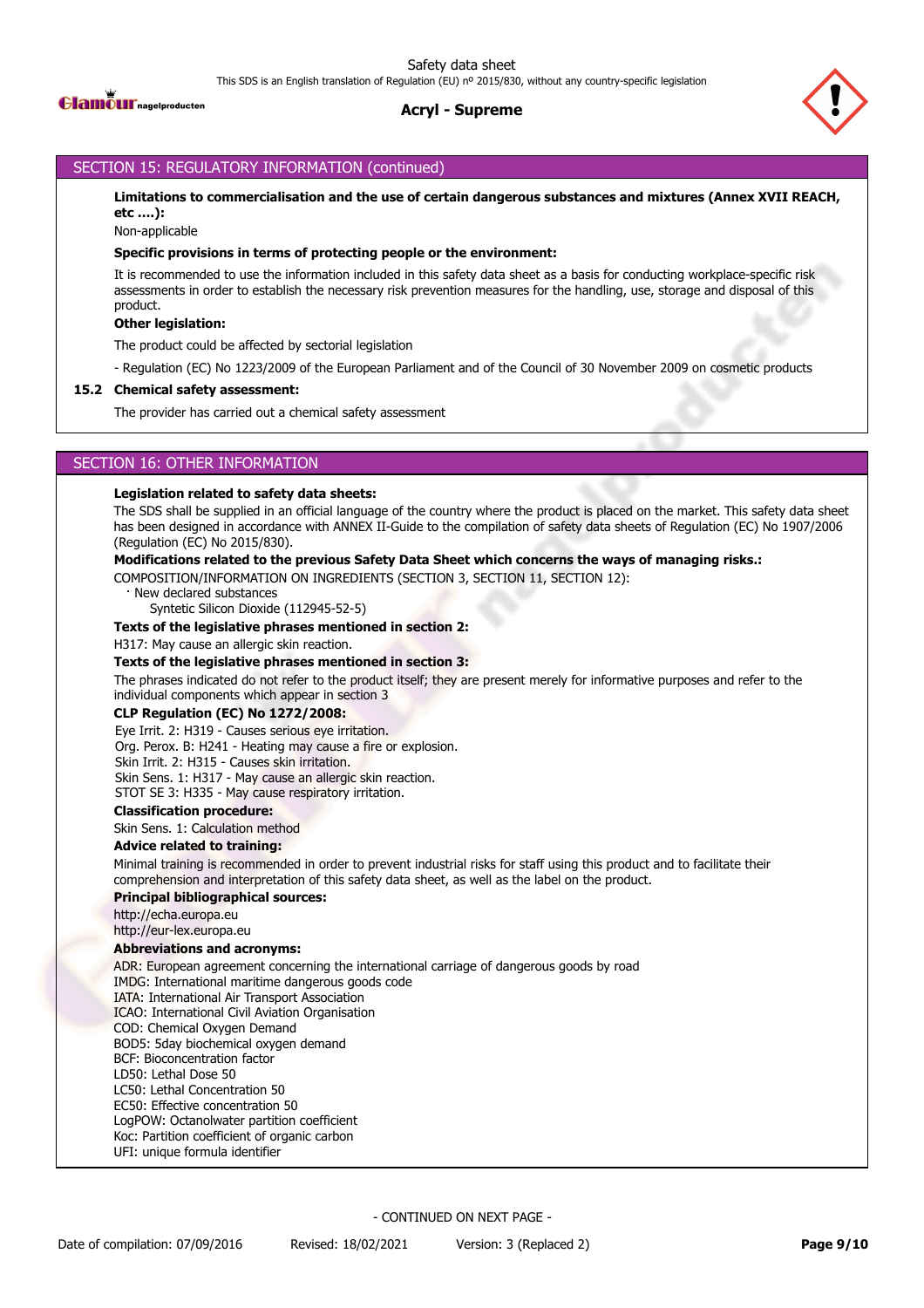## SECTION 15: REGULATORY INFORMATION (continued)

**Limitations to commercialisation and the use of certain dangerous substances and mixtures (Annex XVII REACH, etc ….):**

Non-applicable

**Specific provisions in terms of protecting people or the environment:**

It is recommended to use the information included in this safety data sheet as a basis for conducting workplace-specific risk assessments in order to establish the necessary risk prevention measures for the handling, use, storage and disposal of this product.

**Other legislation:**

The product could be affected by sectorial legislation

- Regulation (EC) No 1223/2009 of the European Parliament and of the Council of 30 November 2009 on cosmetic products

### 15.2 Chemical safety assessment:

The provider has carried out a chemical safety assessment

## SECTION 16: OTHER INFORMATION

**Legislation related to safety data sheets:**

The SDS shall be supplied in an official language of the country where the product is placed on the market. This safety data sheet has been designed in accordance with ANNEX II-Guide to the compilation of safety data sheets of Regulation (EC) No 1907/2006 (Regulation (EC) No 2015/830).

**Modifications related to the previous Safety Data Sheet which concerns the ways of managing risks.:**

COMPOSITION/INFORMATION ON INGREDIENTS (SECTION 3, SECTION 11, SECTION 12):

· New declared substances

  Syntetic Silicon Dioxide (112945-52-5)

**Texts of the legislative phrases mentioned in section 2:**

H317: May cause an allergic skin reaction.

**Texts of the legislative phrases mentioned in section 3:**

The phrases indicated do not refer to the product itself; they are present merely for informative purposes and refer to the individual components which appear in section 3

**CLP Regulation (EC) No 1272/2008:**

Eye Irrit. 2: H319 - Causes serious eye irritation.
Org. Perox. B: H241 - Heating may cause a fire or explosion.
Skin Irrit. 2: H315 - Causes skin irritation.
Skin Sens. 1: H317 - May cause an allergic skin reaction.
STOT SE 3: H335 - May cause respiratory irritation.

**Classification procedure:**

Skin Sens. 1: Calculation method

**Advice related to training:**

Minimal training is recommended in order to prevent industrial risks for staff using this product and to facilitate their comprehension and interpretation of this safety data sheet, as well as the label on the product.

**Principal bibliographical sources:**

http://echa.europa.eu
http://eur-lex.europa.eu

**Abbreviations and acronyms:**

ADR: European agreement concerning the international carriage of dangerous goods by road
IMDG: International maritime dangerous goods code
IATA: International Air Transport Association
ICAO: International Civil Aviation Organisation
COD: Chemical Oxygen Demand
BOD5: 5day biochemical oxygen demand
BCF: Bioconcentration factor
LD50: Lethal Dose 50
LC50: Lethal Concentration 50
EC50: Effective concentration 50
LogPOW: Octanolwater partition coefficient
Koc: Partition coefficient of organic carbon
UFI: unique formula identifier

- CONTINUED ON NEXT PAGE -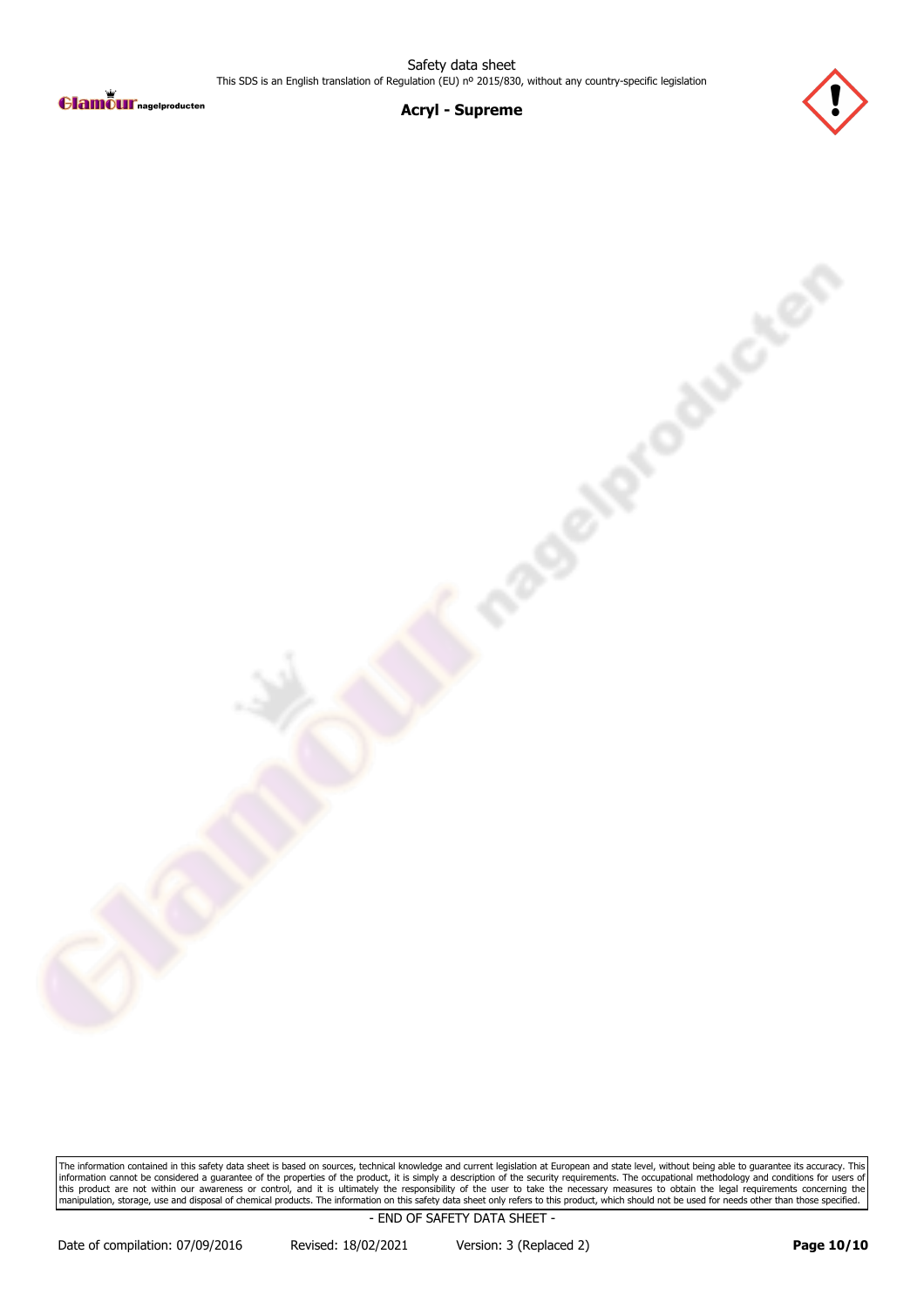The information contained in this safety data sheet is based on sources, technical knowledge and current legislation at European and state level, without being able to guarantee its accuracy. This information cannot be considered a guarantee of the properties of the product, it is simply a description of the security requirements. The occupational methodology and conditions for users of this product are not within our awareness or control, and it is ultimately the responsibility of the user to take the necessary measures to obtain the legal requirements concerning the manipulation, storage, use and disposal of chemical products. The information on this safety data sheet only refers to this product, which should not be used for needs other than those specified.

- END OF SAFETY DATA SHEET -